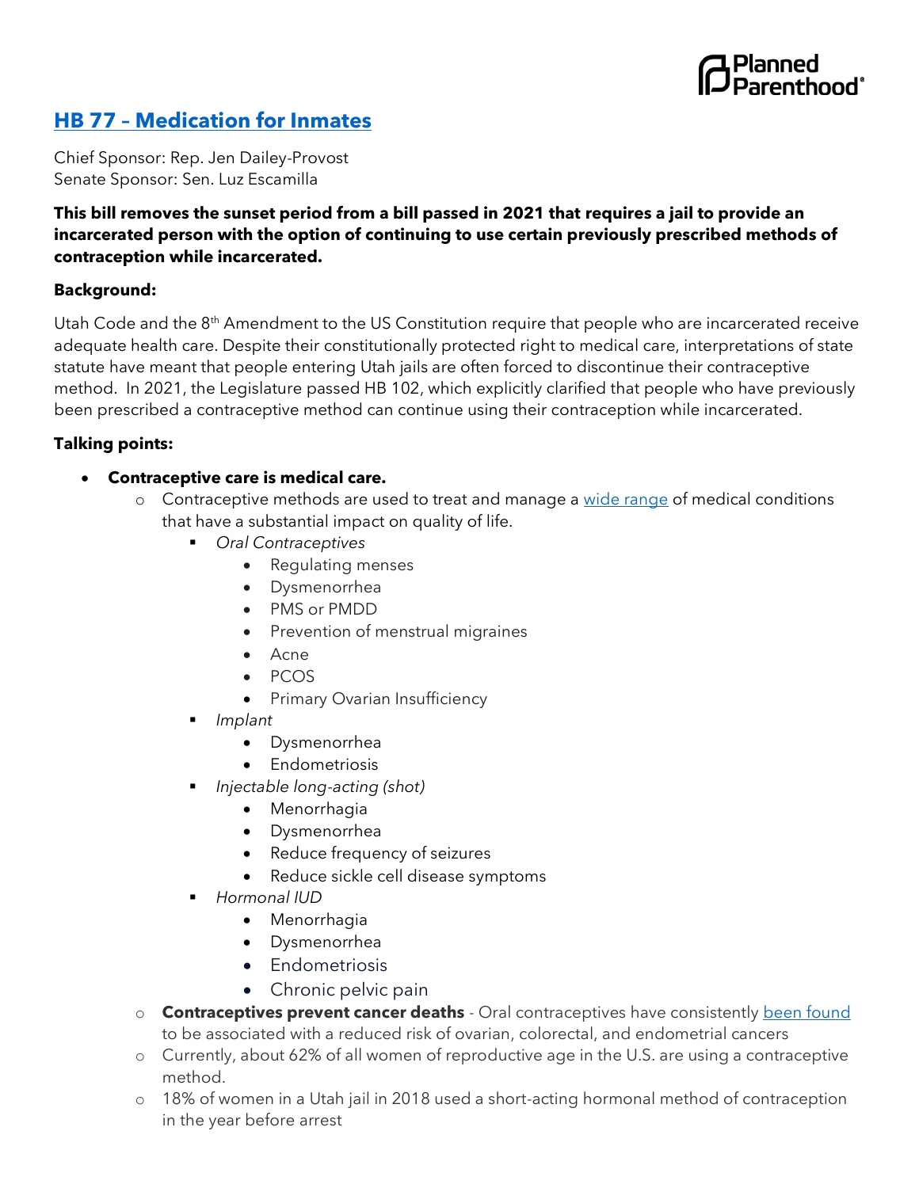Planned Parenthood®

## [HB 77 – Medication for Inmates]()

Chief Sponsor: Rep. Jen Dailey-Provost
Senate Sponsor: Sen. Luz Escamilla

**This bill removes the sunset period from a bill passed in 2021 that requires a jail to provide an incarcerated person with the option of continuing to use certain previously prescribed methods of contraception while incarcerated.**

**Background:**

Utah Code and the 8th Amendment to the US Constitution require that people who are incarcerated receive adequate health care. Despite their constitutionally protected right to medical care, interpretations of state statute have meant that people entering Utah jails are often forced to discontinue their contraceptive method. In 2021, the Legislature passed HB 102, which explicitly clarified that people who have previously been prescribed a contraceptive method can continue using their contraception while incarcerated.

**Talking points:**

- **Contraceptive care is medical care.**
  - Contraceptive methods are used to treat and manage a [wide range]() of medical conditions that have a substantial impact on quality of life.
    - *Oral Contraceptives*
      - Regulating menses
      - Dysmenorrhea
      - PMS or PMDD
      - Prevention of menstrual migraines
      - Acne
      - PCOS
      - Primary Ovarian Insufficiency
    - *Implant*
      - Dysmenorrhea
      - Endometriosis
    - *Injectable long-acting (shot)*
      - Menorrhagia
      - Dysmenorrhea
      - Reduce frequency of seizures
      - Reduce sickle cell disease symptoms
    - *Hormonal IUD*
      - Menorrhagia
      - Dysmenorrhea
      - Endometriosis
      - Chronic pelvic pain
  - **Contraceptives prevent cancer deaths** - Oral contraceptives have consistently [been found]() to be associated with a reduced risk of ovarian, colorectal, and endometrial cancers
  - Currently, about 62% of all women of reproductive age in the U.S. are using a contraceptive method.
  - 18% of women in a Utah jail in 2018 used a short-acting hormonal method of contraception in the year before arrest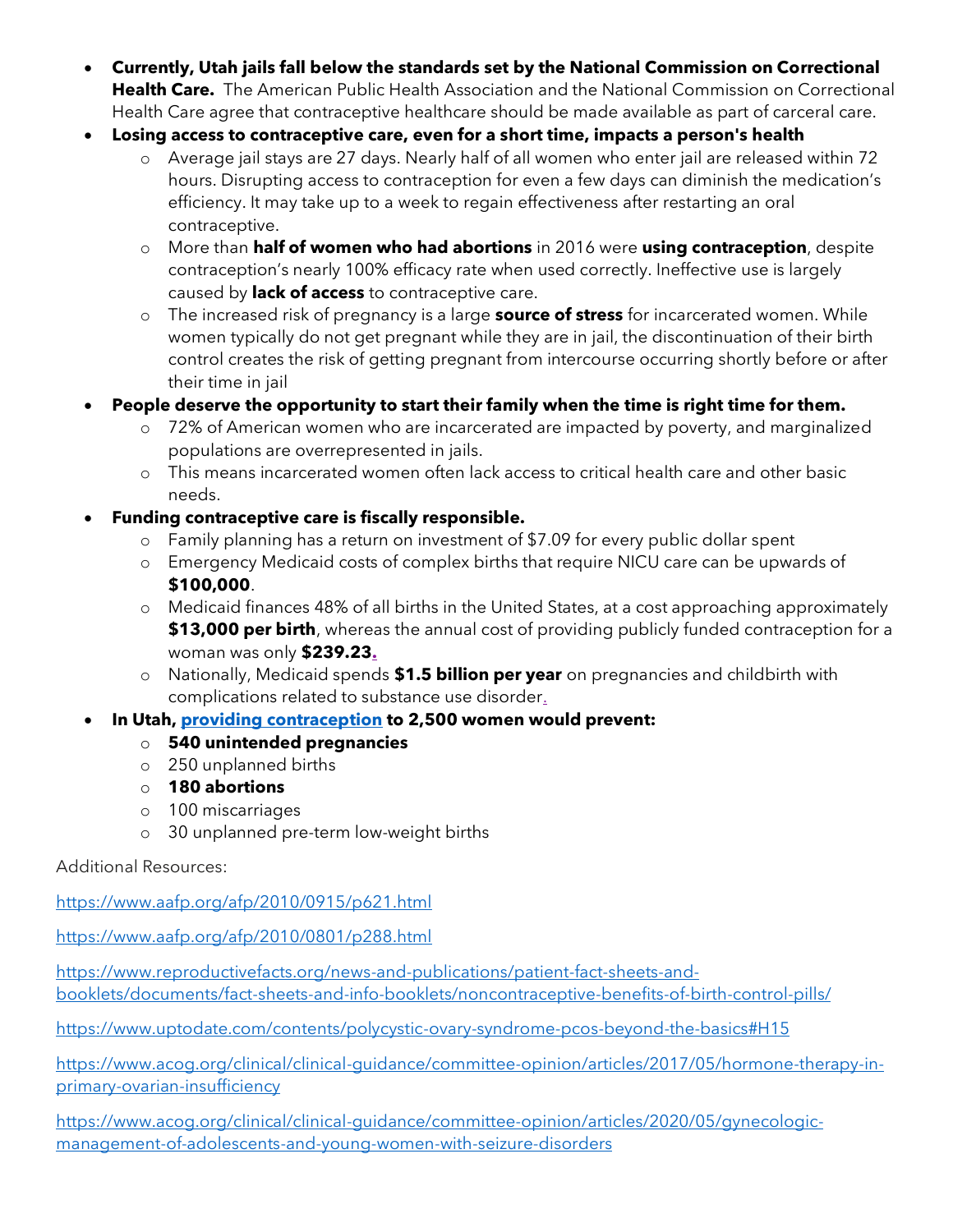- **Currently, Utah jails fall below the standards set by the National Commission on Correctional Health Care.** The American Public Health Association and the National Commission on Correctional Health Care agree that contraceptive healthcare should be made available as part of carceral care.
- **Losing access to contraceptive care, even for a short time, impacts a person's health**
  - Average jail stays are 27 days. Nearly half of all women who enter jail are released within 72 hours. Disrupting access to contraception for even a few days can diminish the medication's efficiency. It may take up to a week to regain effectiveness after restarting an oral contraceptive.
  - More than **half of women who had abortions** in 2016 were **using contraception**, despite contraception's nearly 100% efficacy rate when used correctly. Ineffective use is largely caused by **lack of access** to contraceptive care.
  - The increased risk of pregnancy is a large **source of stress** for incarcerated women. While women typically do not get pregnant while they are in jail, the discontinuation of their birth control creates the risk of getting pregnant from intercourse occurring shortly before or after their time in jail
- **People deserve the opportunity to start their family when the time is right time for them.**
  - 72% of American women who are incarcerated are impacted by poverty, and marginalized populations are overrepresented in jails.
  - This means incarcerated women often lack access to critical health care and other basic needs.
- **Funding contraceptive care is fiscally responsible.**
  - Family planning has a return on investment of $7.09 for every public dollar spent
  - Emergency Medicaid costs of complex births that require NICU care can be upwards of **$100,000**.
  - Medicaid finances 48% of all births in the United States, at a cost approaching approximately **$13,000 per birth**, whereas the annual cost of providing publicly funded contraception for a woman was only **$239.23.**
  - Nationally, Medicaid spends **$1.5 billion per year** on pregnancies and childbirth with complications related to substance use disorder.
- **In Utah, providing contraception to 2,500 women would prevent:**
  - **540 unintended pregnancies**
  - 250 unplanned births
  - **180 abortions**
  - 100 miscarriages
  - 30 unplanned pre-term low-weight births

Additional Resources:

https://www.aafp.org/afp/2010/0915/p621.html

https://www.aafp.org/afp/2010/0801/p288.html

https://www.reproductivefacts.org/news-and-publications/patient-fact-sheets-and-booklets/documents/fact-sheets-and-info-booklets/noncontraceptive-benefits-of-birth-control-pills/

https://www.uptodate.com/contents/polycystic-ovary-syndrome-pcos-beyond-the-basics#H15

https://www.acog.org/clinical/clinical-guidance/committee-opinion/articles/2017/05/hormone-therapy-in-primary-ovarian-insufficiency

https://www.acog.org/clinical/clinical-guidance/committee-opinion/articles/2020/05/gynecologic-management-of-adolescents-and-young-women-with-seizure-disorders